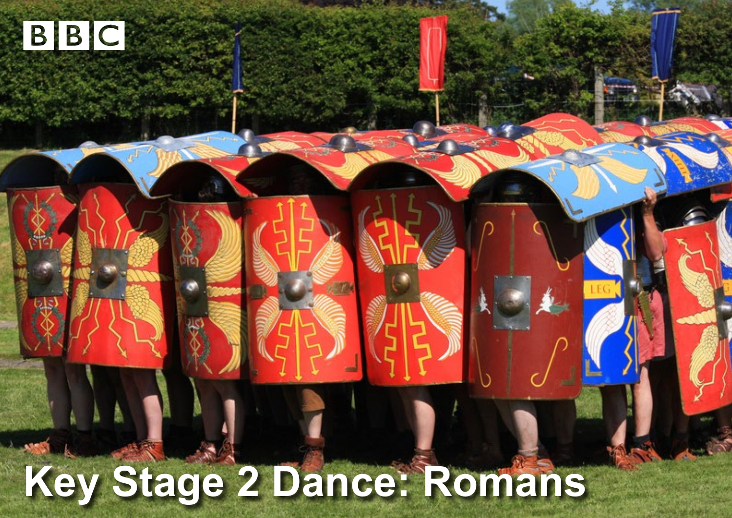BBC

# Key Stage 2 Dance: Romans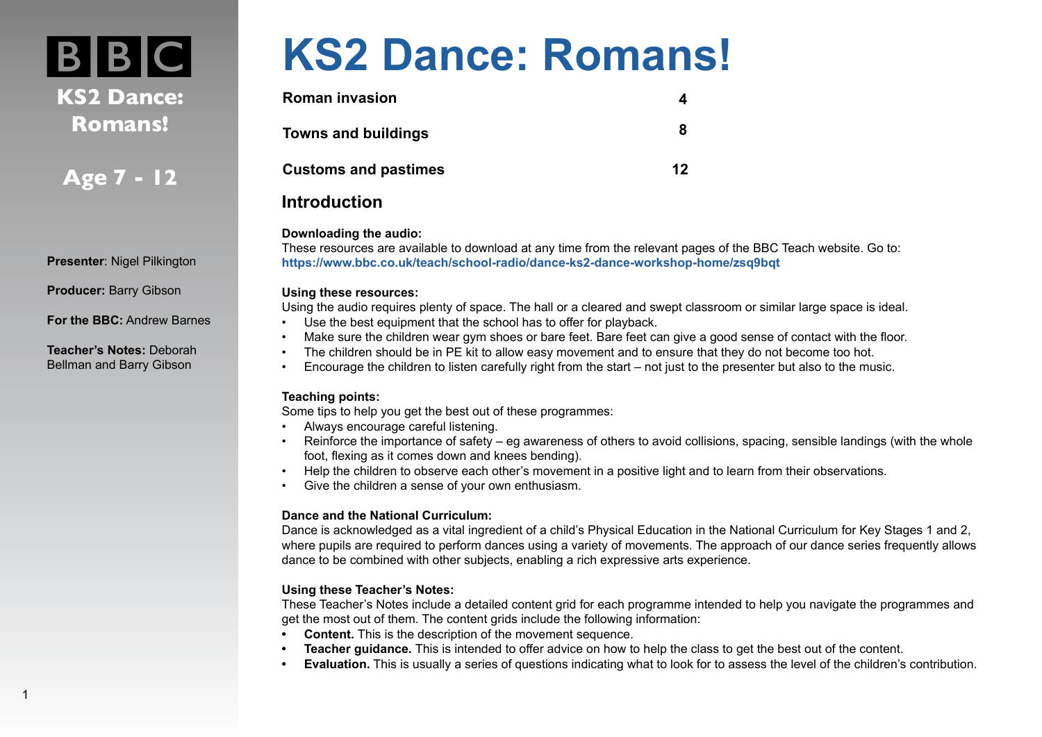BBC

**KS2 Dance: Romans!**

**Age 7 - 12**

**Presenter**: Nigel Pilkington

**Producer:** Barry Gibson

**For the BBC:** Andrew Barnes

**Teacher's Notes:** Deborah Bellman and Barry Gibson

# KS2 Dance: Romans!

| | |
|---|---|
| **Roman invasion** | **4** |
| **Towns and buildings** | **8** |
| **Customs and pastimes** | **12** |

## Introduction

**Downloading the audio:**
These resources are available to download at any time from the relevant pages of the BBC Teach website. Go to:
**https://www.bbc.co.uk/teach/school-radio/dance-ks2-dance-workshop-home/zsq9bqt**

**Using these resources:**
Using the audio requires plenty of space. The hall or a cleared and swept classroom or similar large space is ideal.

- Use the best equipment that the school has to offer for playback.
- Make sure the children wear gym shoes or bare feet. Bare feet can give a good sense of contact with the floor.
- The children should be in PE kit to allow easy movement and to ensure that they do not become too hot.
- Encourage the children to listen carefully right from the start – not just to the presenter but also to the music.

**Teaching points:**
Some tips to help you get the best out of these programmes:

- Always encourage careful listening.
- Reinforce the importance of safety – eg awareness of others to avoid collisions, spacing, sensible landings (with the whole foot, flexing as it comes down and knees bending).
- Help the children to observe each other's movement in a positive light and to learn from their observations.
- Give the children a sense of your own enthusiasm.

**Dance and the National Curriculum:**
Dance is acknowledged as a vital ingredient of a child's Physical Education in the National Curriculum for Key Stages 1 and 2, where pupils are required to perform dances using a variety of movements. The approach of our dance series frequently allows dance to be combined with other subjects, enabling a rich expressive arts experience.

**Using these Teacher's Notes:**
These Teacher's Notes include a detailed content grid for each programme intended to help you navigate the programmes and get the most out of them. The content grids include the following information:

- **Content.** This is the description of the movement sequence.
- **Teacher guidance.** This is intended to offer advice on how to help the class to get the best out of the content.
- **Evaluation.** This is usually a series of questions indicating what to look for to assess the level of the children's contribution.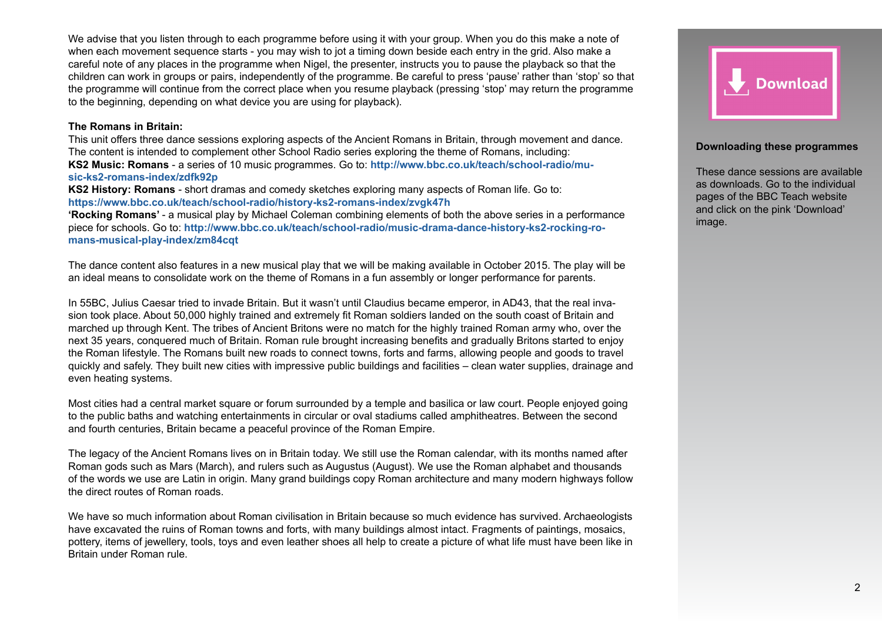We advise that you listen through to each programme before using it with your group. When you do this make a note of when each movement sequence starts - you may wish to jot a timing down beside each entry in the grid. Also make a careful note of any places in the programme when Nigel, the presenter, instructs you to pause the playback so that the children can work in groups or pairs, independently of the programme. Be careful to press 'pause' rather than 'stop' so that the programme will continue from the correct place when you resume playback (pressing 'stop' may return the programme to the beginning, depending on what device you are using for playback).

**The Romans in Britain:**

This unit offers three dance sessions exploring aspects of the Ancient Romans in Britain, through movement and dance. The content is intended to complement other School Radio series exploring the theme of Romans, including:

**KS2 Music: Romans** - a series of 10 music programmes. Go to: **http://www.bbc.co.uk/teach/school-radio/music-ks2-romans-index/zdfk92p**

**KS2 History: Romans** - short dramas and comedy sketches exploring many aspects of Roman life. Go to: **https://www.bbc.co.uk/teach/school-radio/history-ks2-romans-index/zvgk47h**

**'Rocking Romans'** - a musical play by Michael Coleman combining elements of both the above series in a performance piece for schools. Go to: **http://www.bbc.co.uk/teach/school-radio/music-drama-dance-history-ks2-rocking-romans-musical-play-index/zm84cqt**

The dance content also features in a new musical play that we will be making available in October 2015. The play will be an ideal means to consolidate work on the theme of Romans in a fun assembly or longer performance for parents.

In 55BC, Julius Caesar tried to invade Britain. But it wasn't until Claudius became emperor, in AD43, that the real invasion took place. About 50,000 highly trained and extremely fit Roman soldiers landed on the south coast of Britain and marched up through Kent. The tribes of Ancient Britons were no match for the highly trained Roman army who, over the next 35 years, conquered much of Britain. Roman rule brought increasing benefits and gradually Britons started to enjoy the Roman lifestyle. The Romans built new roads to connect towns, forts and farms, allowing people and goods to travel quickly and safely. They built new cities with impressive public buildings and facilities – clean water supplies, drainage and even heating systems.

Most cities had a central market square or forum surrounded by a temple and basilica or law court. People enjoyed going to the public baths and watching entertainments in circular or oval stadiums called amphitheatres. Between the second and fourth centuries, Britain became a peaceful province of the Roman Empire.

The legacy of the Ancient Romans lives on in Britain today. We still use the Roman calendar, with its months named after Roman gods such as Mars (March), and rulers such as Augustus (August). We use the Roman alphabet and thousands of the words we use are Latin in origin. Many grand buildings copy Roman architecture and many modern highways follow the direct routes of Roman roads.

We have so much information about Roman civilisation in Britain because so much evidence has survived. Archaeologists have excavated the ruins of Roman towns and forts, with many buildings almost intact. Fragments of paintings, mosaics, pottery, items of jewellery, tools, toys and even leather shoes all help to create a picture of what life must have been like in Britain under Roman rule.

Download

**Downloading these programmes**

These dance sessions are available as downloads. Go to the individual pages of the BBC Teach website and click on the pink 'Download' image.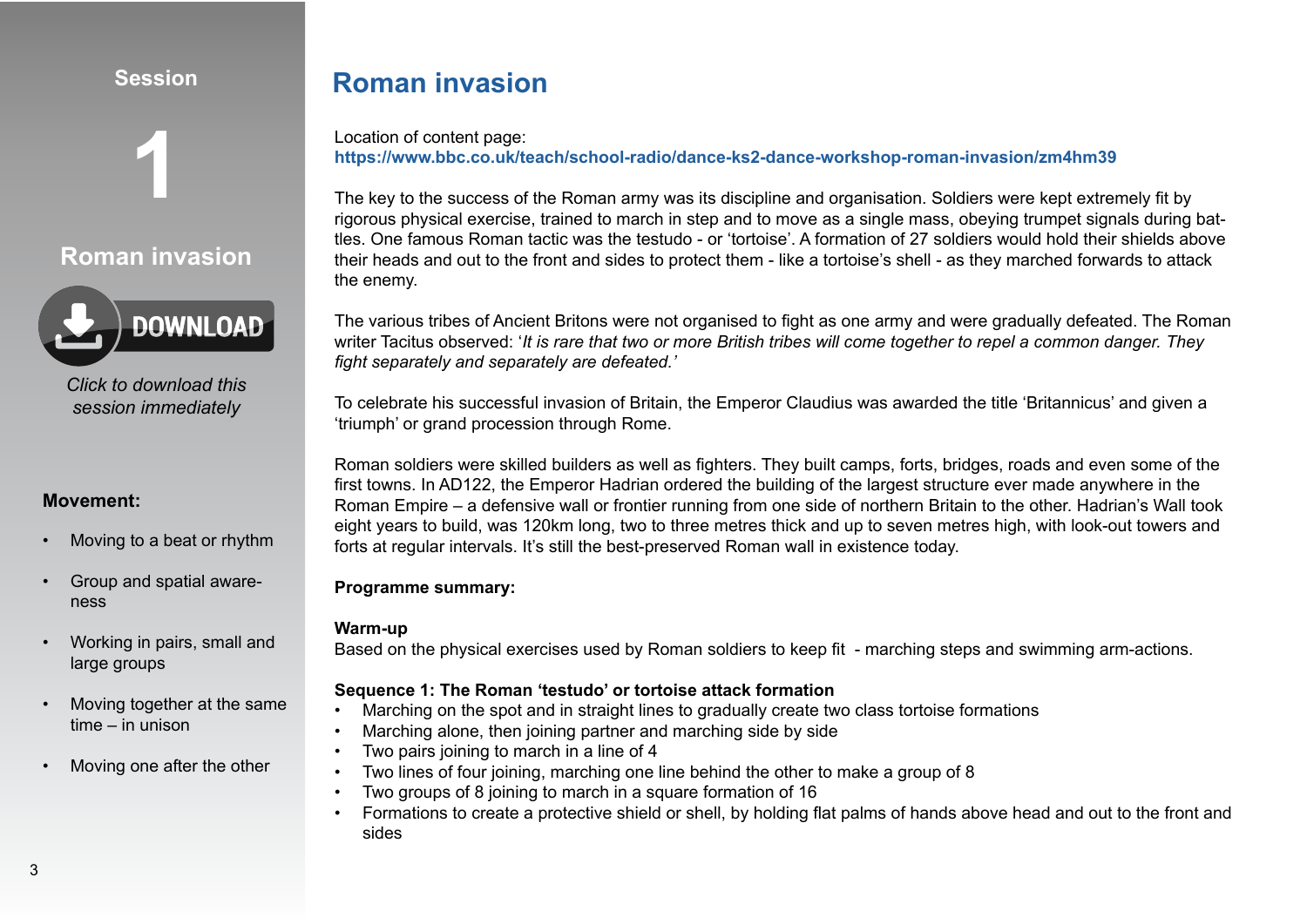**Session**

**1**

**Roman invasion**

DOWNLOAD

*Click to download this session immediately*

**Movement:**

- Moving to a beat or rhythm
- Group and spatial awareness
- Working in pairs, small and large groups
- Moving together at the same time – in unison
- Moving one after the other

# Roman invasion

Location of content page:
**https://www.bbc.co.uk/teach/school-radio/dance-ks2-dance-workshop-roman-invasion/zm4hm39**

The key to the success of the Roman army was its discipline and organisation. Soldiers were kept extremely fit by rigorous physical exercise, trained to march in step and to move as a single mass, obeying trumpet signals during battles. One famous Roman tactic was the testudo - or 'tortoise'. A formation of 27 soldiers would hold their shields above their heads and out to the front and sides to protect them - like a tortoise's shell - as they marched forwards to attack the enemy.

The various tribes of Ancient Britons were not organised to fight as one army and were gradually defeated. The Roman writer Tacitus observed: '*It is rare that two or more British tribes will come together to repel a common danger. They fight separately and separately are defeated.'*

To celebrate his successful invasion of Britain, the Emperor Claudius was awarded the title 'Britannicus' and given a 'triumph' or grand procession through Rome.

Roman soldiers were skilled builders as well as fighters. They built camps, forts, bridges, roads and even some of the first towns. In AD122, the Emperor Hadrian ordered the building of the largest structure ever made anywhere in the Roman Empire – a defensive wall or frontier running from one side of northern Britain to the other. Hadrian's Wall took eight years to build, was 120km long, two to three metres thick and up to seven metres high, with look-out towers and forts at regular intervals. It's still the best-preserved Roman wall in existence today.

**Programme summary:**

**Warm-up**
Based on the physical exercises used by Roman soldiers to keep fit - marching steps and swimming arm-actions.

**Sequence 1: The Roman 'testudo' or tortoise attack formation**

- Marching on the spot and in straight lines to gradually create two class tortoise formations
- Marching alone, then joining partner and marching side by side
- Two pairs joining to march in a line of 4
- Two lines of four joining, marching one line behind the other to make a group of 8
- Two groups of 8 joining to march in a square formation of 16
- Formations to create a protective shield or shell, by holding flat palms of hands above head and out to the front and sides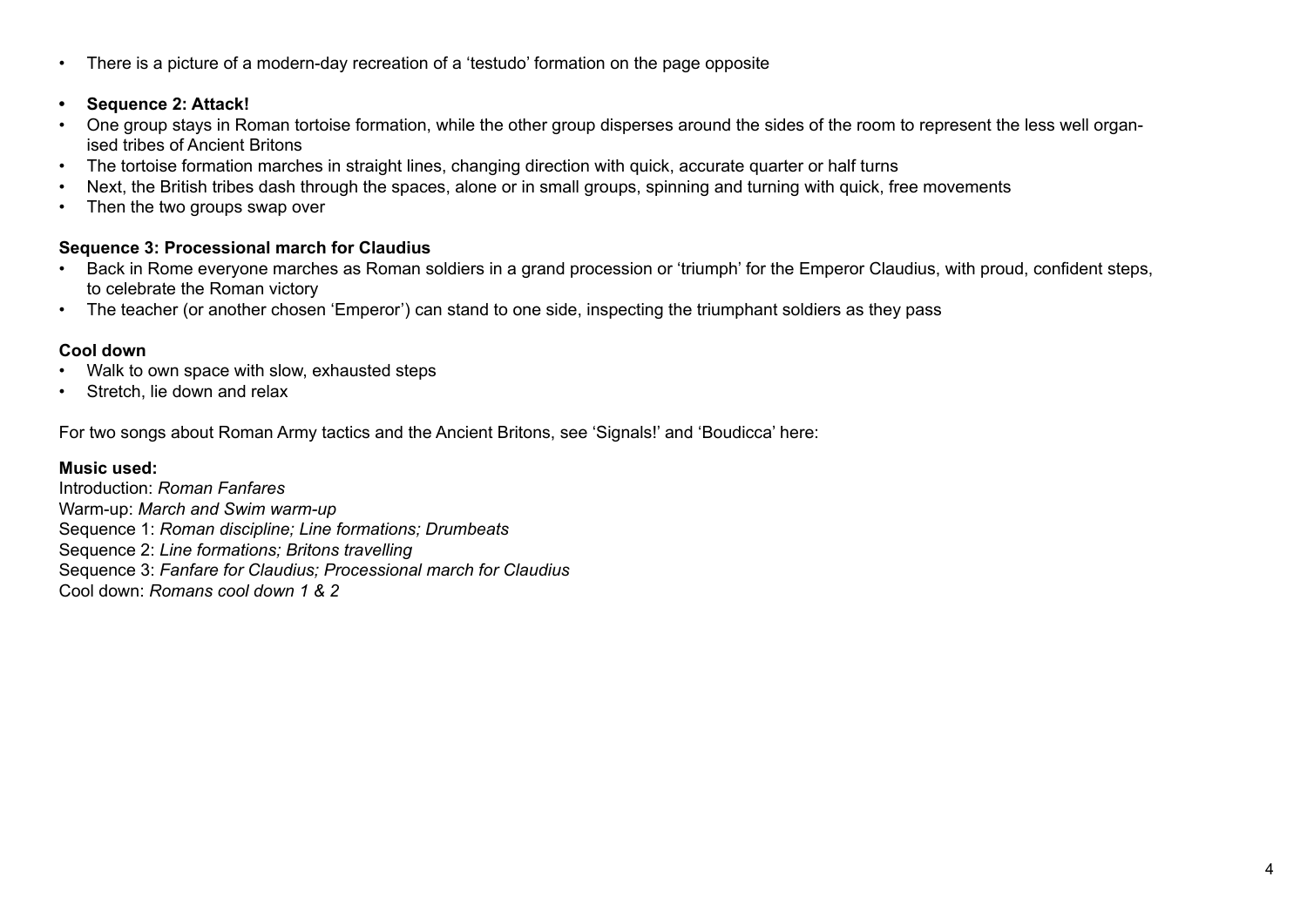- There is a picture of a modern-day recreation of a 'testudo' formation on the page opposite

**Sequence 2: Attack!**

- One group stays in Roman tortoise formation, while the other group disperses around the sides of the room to represent the less well organised tribes of Ancient Britons
- The tortoise formation marches in straight lines, changing direction with quick, accurate quarter or half turns
- Next, the British tribes dash through the spaces, alone or in small groups, spinning and turning with quick, free movements
- Then the two groups swap over

**Sequence 3: Processional march for Claudius**

- Back in Rome everyone marches as Roman soldiers in a grand procession or 'triumph' for the Emperor Claudius, with proud, confident steps, to celebrate the Roman victory
- The teacher (or another chosen 'Emperor') can stand to one side, inspecting the triumphant soldiers as they pass

**Cool down**

- Walk to own space with slow, exhausted steps
- Stretch, lie down and relax

For two songs about Roman Army tactics and the Ancient Britons, see 'Signals!' and 'Boudicca' here:

**Music used:**

Introduction: *Roman Fanfares*
Warm-up: *March and Swim warm-up*
Sequence 1: *Roman discipline; Line formations; Drumbeats*
Sequence 2: *Line formations; Britons travelling*
Sequence 3: *Fanfare for Claudius; Processional march for Claudius*
Cool down: *Romans cool down 1 & 2*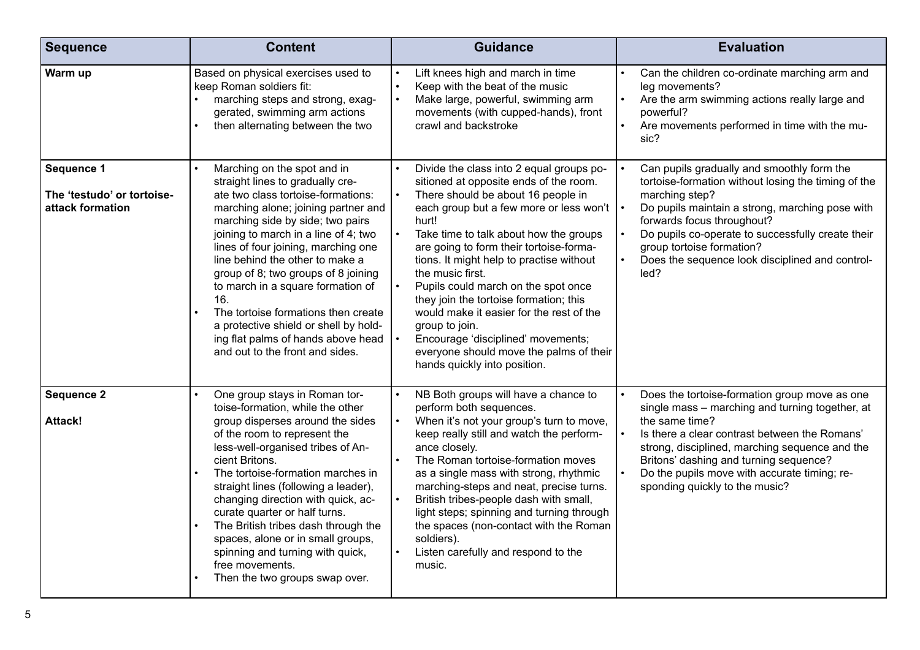| Sequence | Content | Guidance | Evaluation |
|---|---|---|---|
| **Warm up** | Based on physical exercises used to keep Roman soldiers fit:<br>• marching steps and strong, exaggerated, swimming arm actions<br>• then alternating between the two | • Lift knees high and march in time<br>• Keep with the beat of the music<br>• Make large, powerful, swimming arm movements (with cupped-hands), front crawl and backstroke | • Can the children co-ordinate marching arm and leg movements?<br>• Are the arm swimming actions really large and powerful?<br>• Are movements performed in time with the music? |
| **Sequence 1**<br><br>**The 'testudo' or tortoise-attack formation** | • Marching on the spot and in straight lines to gradually create two class tortoise-formations: marching alone; joining partner and marching side by side; two pairs joining to march in a line of 4; two lines of four joining, marching one line behind the other to make a group of 8; two groups of 8 joining to march in a square formation of 16.<br>• The tortoise formations then create a protective shield or shell by holding flat palms of hands above head and out to the front and sides. | • Divide the class into 2 equal groups positioned at opposite ends of the room.<br>• There should be about 16 people in each group but a few more or less won't hurt!<br>• Take time to talk about how the groups are going to form their tortoise-formations. It might help to practise without the music first.<br>• Pupils could march on the spot once they join the tortoise formation; this would make it easier for the rest of the group to join.<br>• Encourage 'disciplined' movements; everyone should move the palms of their hands quickly into position. | • Can pupils gradually and smoothly form the tortoise-formation without losing the timing of the marching step?<br>• Do pupils maintain a strong, marching pose with forwards focus throughout?<br>• Do pupils co-operate to successfully create their group tortoise formation?<br>• Does the sequence look disciplined and controlled? |
| **Sequence 2**<br><br>**Attack!** | • One group stays in Roman tortoise-formation, while the other group disperses around the sides of the room to represent the less-well-organised tribes of Ancient Britons.<br>• The tortoise-formation marches in straight lines (following a leader), changing direction with quick, accurate quarter or half turns.<br>• The British tribes dash through the spaces, alone or in small groups, spinning and turning with quick, free movements.<br>• Then the two groups swap over. | • NB Both groups will have a chance to perform both sequences.<br>• When it's not your group's turn to move, keep really still and watch the performance closely.<br>• The Roman tortoise-formation moves as a single mass with strong, rhythmic marching-steps and neat, precise turns.<br>• British tribes-people dash with small, light steps; spinning and turning through the spaces (non-contact with the Roman soldiers).<br>• Listen carefully and respond to the music. | • Does the tortoise-formation group move as one single mass – marching and turning together, at the same time?<br>• Is there a clear contrast between the Romans' strong, disciplined, marching sequence and the Britons' dashing and turning sequence?<br>• Do the pupils move with accurate timing; responding quickly to the music? |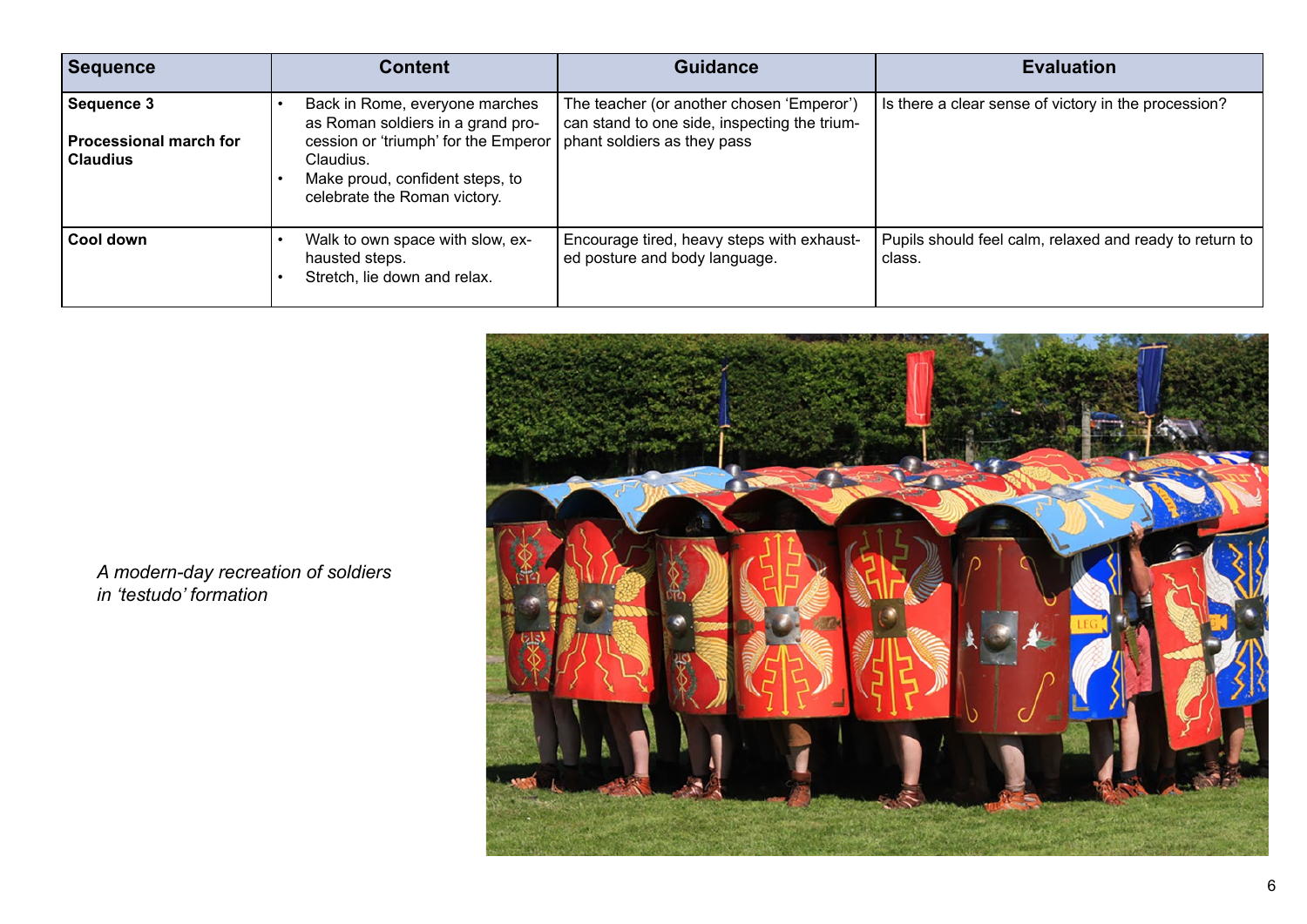| Sequence | Content | Guidance | Evaluation |
|---|---|---|---|
| **Sequence 3**<br><br>**Processional march for Claudius** | • Back in Rome, everyone marches as Roman soldiers in a grand procession or 'triumph' for the Emperor Claudius.<br>• Make proud, confident steps, to celebrate the Roman victory. | The teacher (or another chosen 'Emperor') can stand to one side, inspecting the triumphant soldiers as they pass | Is there a clear sense of victory in the procession? |
| **Cool down** | • Walk to own space with slow, exhausted steps.<br>• Stretch, lie down and relax. | Encourage tired, heavy steps with exhausted posture and body language. | Pupils should feel calm, relaxed and ready to return to class. |

*A modern-day recreation of soldiers in 'testudo' formation*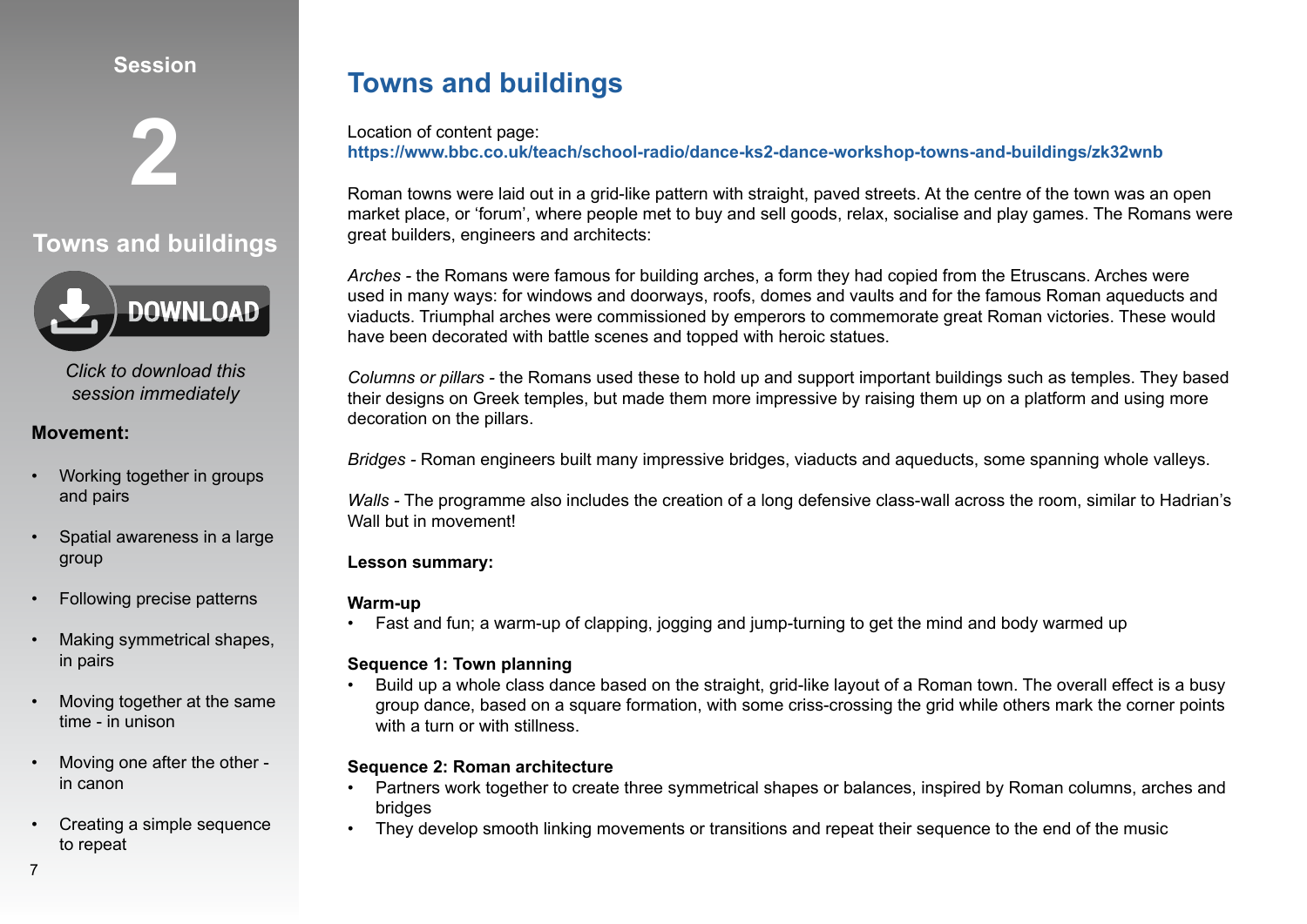Session

2

Towns and buildings

DOWNLOAD

*Click to download this session immediately*

**Movement:**

- Working together in groups and pairs
- Spatial awareness in a large group
- Following precise patterns
- Making symmetrical shapes, in pairs
- Moving together at the same time - in unison
- Moving one after the other - in canon
- Creating a simple sequence to repeat

# Towns and buildings

Location of content page:
**https://www.bbc.co.uk/teach/school-radio/dance-ks2-dance-workshop-towns-and-buildings/zk32wnb**

Roman towns were laid out in a grid-like pattern with straight, paved streets. At the centre of the town was an open market place, or 'forum', where people met to buy and sell goods, relax, socialise and play games. The Romans were great builders, engineers and architects:

*Arches* - the Romans were famous for building arches, a form they had copied from the Etruscans. Arches were used in many ways: for windows and doorways, roofs, domes and vaults and for the famous Roman aqueducts and viaducts. Triumphal arches were commissioned by emperors to commemorate great Roman victories. These would have been decorated with battle scenes and topped with heroic statues.

*Columns or pillars* - the Romans used these to hold up and support important buildings such as temples. They based their designs on Greek temples, but made them more impressive by raising them up on a platform and using more decoration on the pillars.

*Bridges* - Roman engineers built many impressive bridges, viaducts and aqueducts, some spanning whole valleys.

*Walls* - The programme also includes the creation of a long defensive class-wall across the room, similar to Hadrian's Wall but in movement!

**Lesson summary:**

**Warm-up**
- Fast and fun; a warm-up of clapping, jogging and jump-turning to get the mind and body warmed up

**Sequence 1: Town planning**
- Build up a whole class dance based on the straight, grid-like layout of a Roman town. The overall effect is a busy group dance, based on a square formation, with some criss-crossing the grid while others mark the corner points with a turn or with stillness.

**Sequence 2: Roman architecture**
- Partners work together to create three symmetrical shapes or balances, inspired by Roman columns, arches and bridges
- They develop smooth linking movements or transitions and repeat their sequence to the end of the music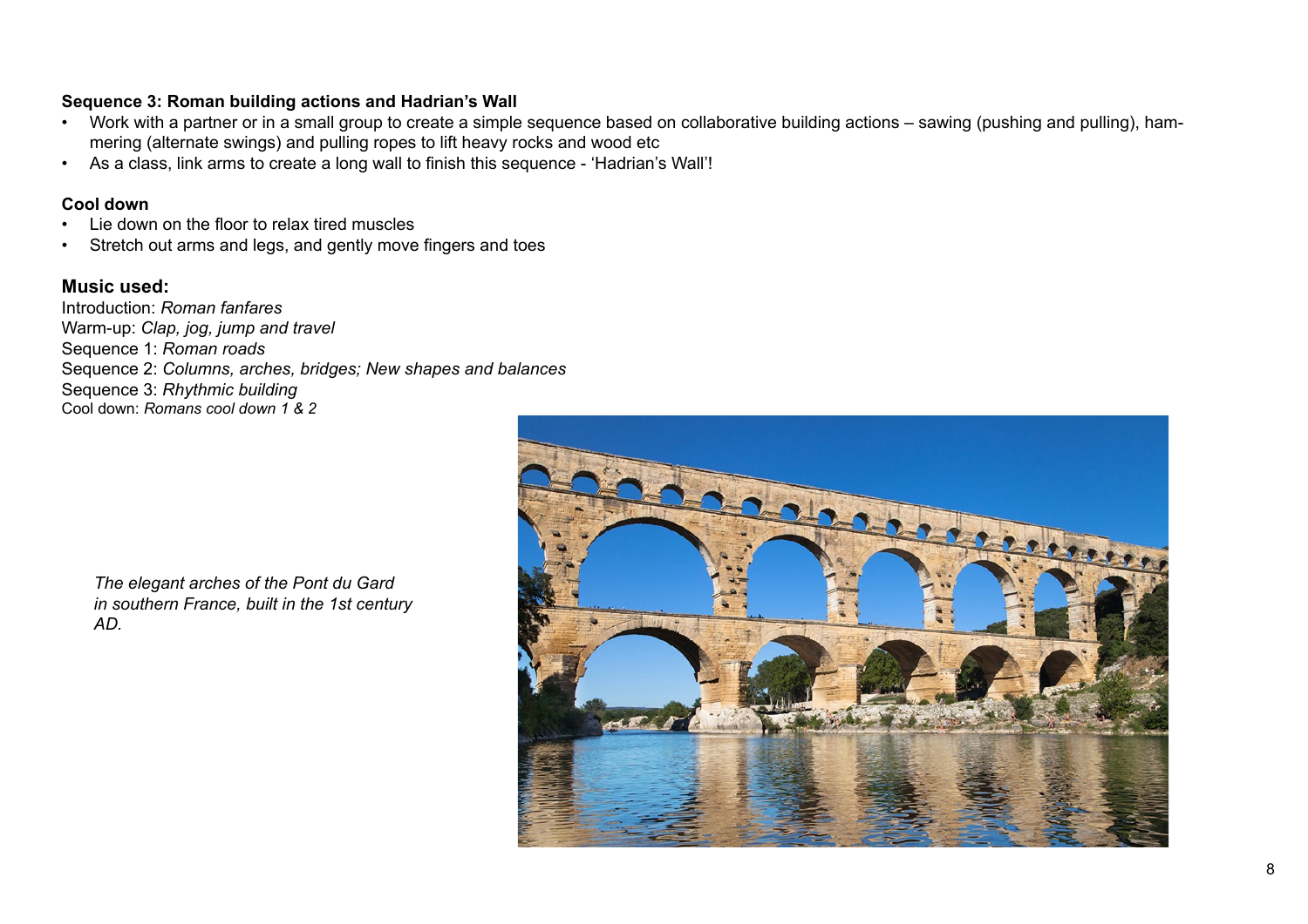**Sequence 3: Roman building actions and Hadrian's Wall**

- Work with a partner or in a small group to create a simple sequence based on collaborative building actions – sawing (pushing and pulling), hammering (alternate swings) and pulling ropes to lift heavy rocks and wood etc
- As a class, link arms to create a long wall to finish this sequence - 'Hadrian's Wall'!

**Cool down**

- Lie down on the floor to relax tired muscles
- Stretch out arms and legs, and gently move fingers and toes

**Music used:**

Introduction: *Roman fanfares*
Warm-up: *Clap, jog, jump and travel*
Sequence 1: *Roman roads*
Sequence 2: *Columns, arches, bridges; New shapes and balances*
Sequence 3: *Rhythmic building*
Cool down: *Romans cool down 1 & 2*

*The elegant arches of the Pont du Gard in southern France, built in the 1st century AD.*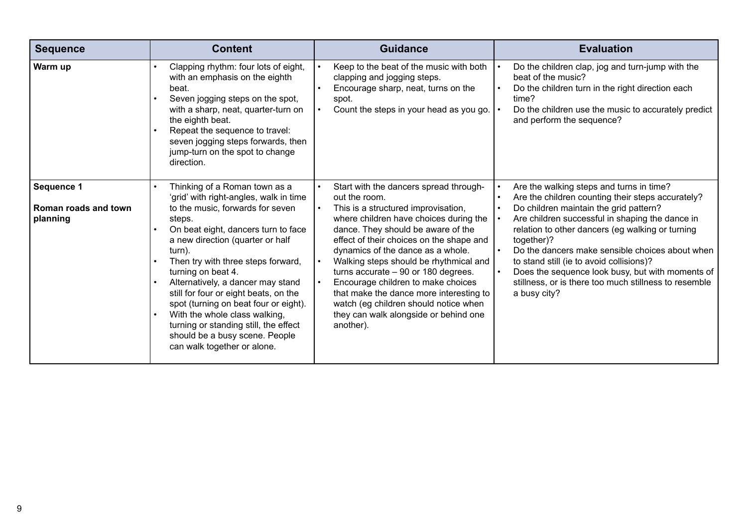| Sequence | Content | Guidance | Evaluation |
|---|---|---|---|
| **Warm up** | • Clapping rhythm: four lots of eight, with an emphasis on the eighth beat.<br>• Seven jogging steps on the spot, with a sharp, neat, quarter-turn on the eighth beat.<br>• Repeat the sequence to travel: seven jogging steps forwards, then jump-turn on the spot to change direction. | • Keep to the beat of the music with both clapping and jogging steps.<br>• Encourage sharp, neat, turns on the spot.<br>• Count the steps in your head as you go. | • Do the children clap, jog and turn-jump with the beat of the music?<br>• Do the children turn in the right direction each time?<br>• Do the children use the music to accurately predict and perform the sequence? |
| **Sequence 1**<br><br>**Roman roads and town planning** | • Thinking of a Roman town as a 'grid' with right-angles, walk in time to the music, forwards for seven steps.<br>• On beat eight, dancers turn to face a new direction (quarter or half turn).<br>• Then try with three steps forward, turning on beat 4.<br>• Alternatively, a dancer may stand still for four or eight beats, on the spot (turning on beat four or eight).<br>• With the whole class walking, turning or standing still, the effect should be a busy scene. People can walk together or alone. | • Start with the dancers spread throughout the room.<br>• This is a structured improvisation, where children have choices during the dance. They should be aware of the effect of their choices on the shape and dynamics of the dance as a whole.<br>• Walking steps should be rhythmical and turns accurate – 90 or 180 degrees.<br>• Encourage children to make choices that make the dance more interesting to watch (eg children should notice when they can walk alongside or behind one another). | • Are the walking steps and turns in time?<br>• Are the children counting their steps accurately?<br>• Do children maintain the grid pattern?<br>• Are children successful in shaping the dance in relation to other dancers (eg walking or turning together)?<br>• Do the dancers make sensible choices about when to stand still (ie to avoid collisions)?<br>• Does the sequence look busy, but with moments of stillness, or is there too much stillness to resemble a busy city? |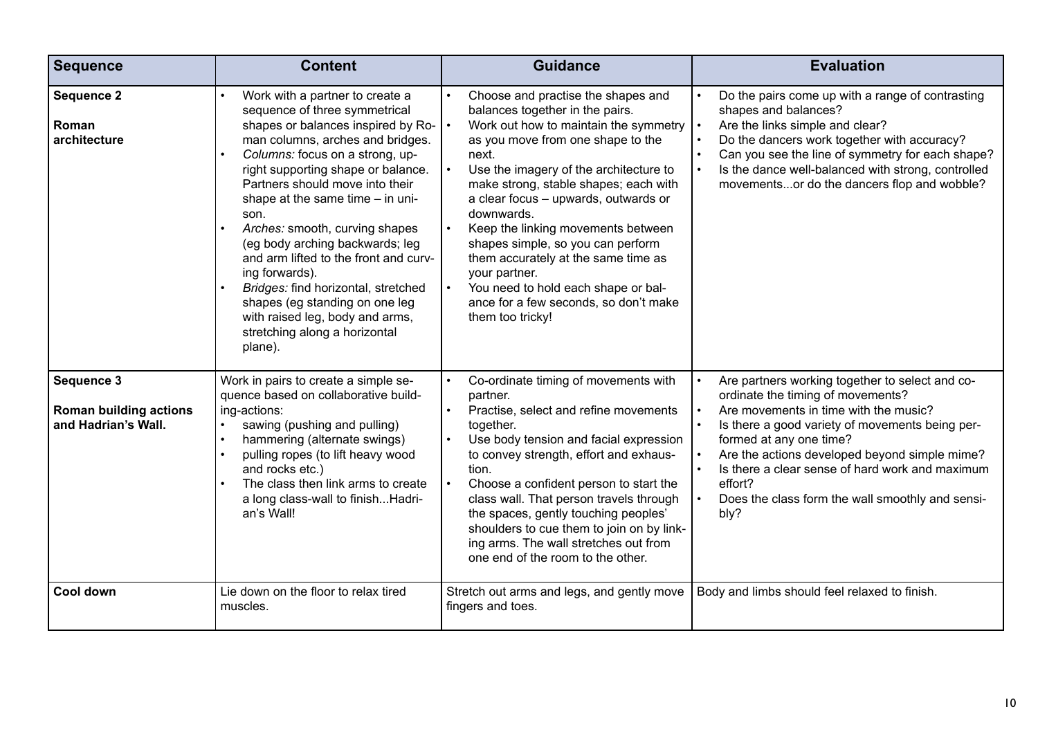| Sequence | Content | Guidance | Evaluation |
|---|---|---|---|
| **Sequence 2**<br><br>**Roman architecture** | • Work with a partner to create a sequence of three symmetrical shapes or balances inspired by Roman columns, arches and bridges.<br>• *Columns:* focus on a strong, upright supporting shape or balance. Partners should move into their shape at the same time – in unison.<br>• *Arches:* smooth, curving shapes (eg body arching backwards; leg and arm lifted to the front and curving forwards).<br>• *Bridges:* find horizontal, stretched shapes (eg standing on one leg with raised leg, body and arms, stretching along a horizontal plane). | • Choose and practise the shapes and balances together in the pairs.<br>• Work out how to maintain the symmetry as you move from one shape to the next.<br>• Use the imagery of the architecture to make strong, stable shapes; each with a clear focus – upwards, outwards or downwards.<br>• Keep the linking movements between shapes simple, so you can perform them accurately at the same time as your partner.<br>• You need to hold each shape or balance for a few seconds, so don't make them too tricky! | • Do the pairs come up with a range of contrasting shapes and balances?<br>• Are the links simple and clear?<br>• Do the dancers work together with accuracy?<br>• Can you see the line of symmetry for each shape?<br>• Is the dance well-balanced with strong, controlled movements...or do the dancers flop and wobble? |
| **Sequence 3**<br><br>**Roman building actions and Hadrian's Wall.** | Work in pairs to create a simple sequence based on collaborative building-actions:<br>• sawing (pushing and pulling)<br>• hammering (alternate swings)<br>• pulling ropes (to lift heavy wood and rocks etc.)<br>• The class then link arms to create a long class-wall to finish...Hadrian's Wall! | • Co-ordinate timing of movements with partner.<br>• Practise, select and refine movements together.<br>• Use body tension and facial expression to convey strength, effort and exhaustion.<br>• Choose a confident person to start the class wall. That person travels through the spaces, gently touching peoples' shoulders to cue them to join on by linking arms. The wall stretches out from one end of the room to the other. | • Are partners working together to select and co-ordinate the timing of movements?<br>• Are movements in time with the music?<br>• Is there a good variety of movements being performed at any one time?<br>• Are the actions developed beyond simple mime?<br>• Is there a clear sense of hard work and maximum effort?<br>• Does the class form the wall smoothly and sensibly? |
| **Cool down** | Lie down on the floor to relax tired muscles. | Stretch out arms and legs, and gently move fingers and toes. | Body and limbs should feel relaxed to finish. |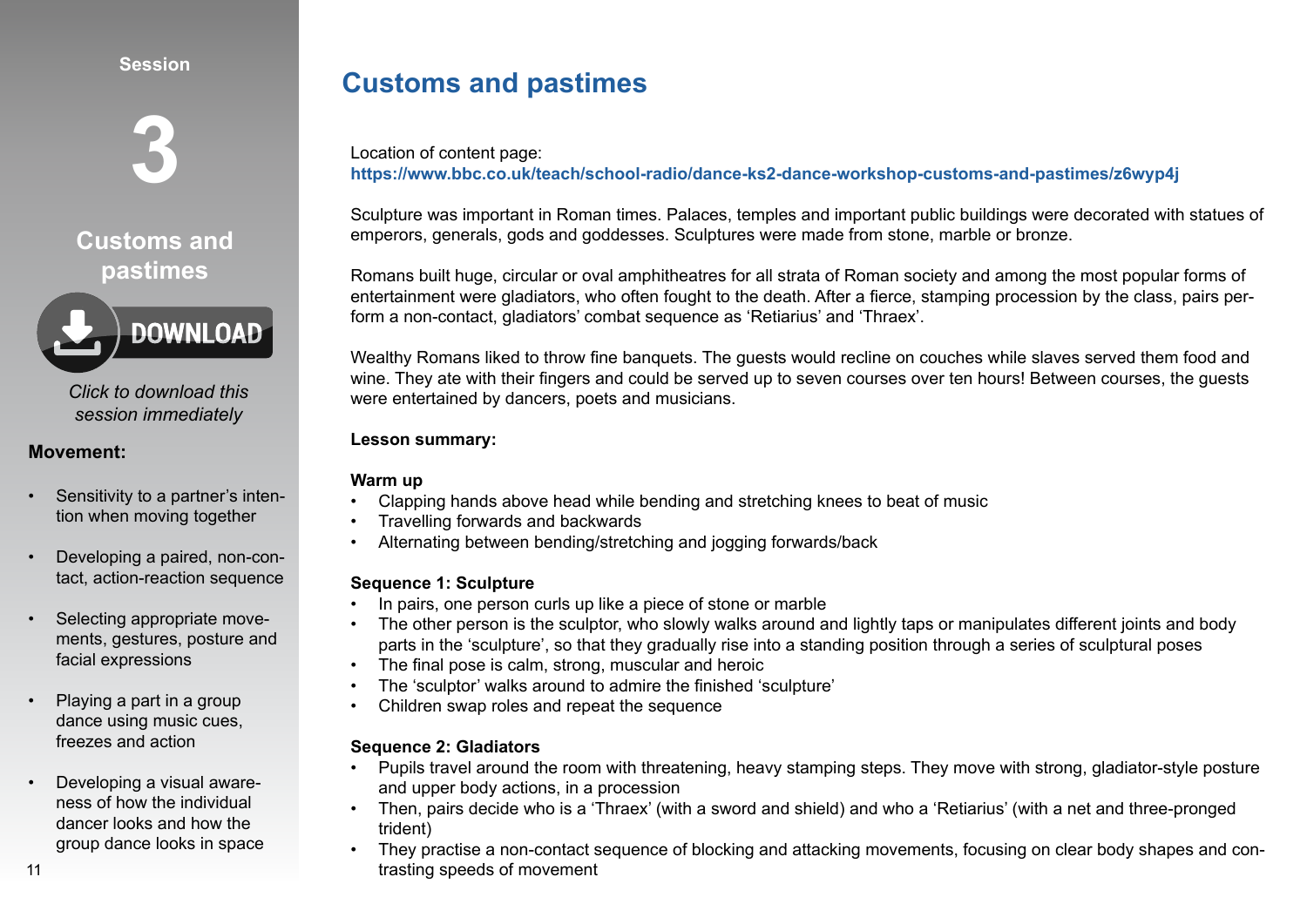Session

# 3

## Customs and pastimes

DOWNLOAD

*Click to download this session immediately*

**Movement:**

- Sensitivity to a partner's intention when moving together
- Developing a paired, non-contact, action-reaction sequence
- Selecting appropriate movements, gestures, posture and facial expressions
- Playing a part in a group dance using music cues, freezes and action
- Developing a visual awareness of how the individual dancer looks and how the group dance looks in space

# Customs and pastimes

Location of content page:
**https://www.bbc.co.uk/teach/school-radio/dance-ks2-dance-workshop-customs-and-pastimes/z6wyp4j**

Sculpture was important in Roman times. Palaces, temples and important public buildings were decorated with statues of emperors, generals, gods and goddesses. Sculptures were made from stone, marble or bronze.

Romans built huge, circular or oval amphitheatres for all strata of Roman society and among the most popular forms of entertainment were gladiators, who often fought to the death. After a fierce, stamping procession by the class, pairs perform a non-contact, gladiators' combat sequence as 'Retiarius' and 'Thraex'.

Wealthy Romans liked to throw fine banquets. The guests would recline on couches while slaves served them food and wine. They ate with their fingers and could be served up to seven courses over ten hours! Between courses, the guests were entertained by dancers, poets and musicians.

**Lesson summary:**

**Warm up**

- Clapping hands above head while bending and stretching knees to beat of music
- Travelling forwards and backwards
- Alternating between bending/stretching and jogging forwards/back

**Sequence 1: Sculpture**

- In pairs, one person curls up like a piece of stone or marble
- The other person is the sculptor, who slowly walks around and lightly taps or manipulates different joints and body parts in the 'sculpture', so that they gradually rise into a standing position through a series of sculptural poses
- The final pose is calm, strong, muscular and heroic
- The 'sculptor' walks around to admire the finished 'sculpture'
- Children swap roles and repeat the sequence

**Sequence 2: Gladiators**

- Pupils travel around the room with threatening, heavy stamping steps. They move with strong, gladiator-style posture and upper body actions, in a procession
- Then, pairs decide who is a 'Thraex' (with a sword and shield) and who a 'Retiarius' (with a net and three-pronged trident)
- They practise a non-contact sequence of blocking and attacking movements, focusing on clear body shapes and contrasting speeds of movement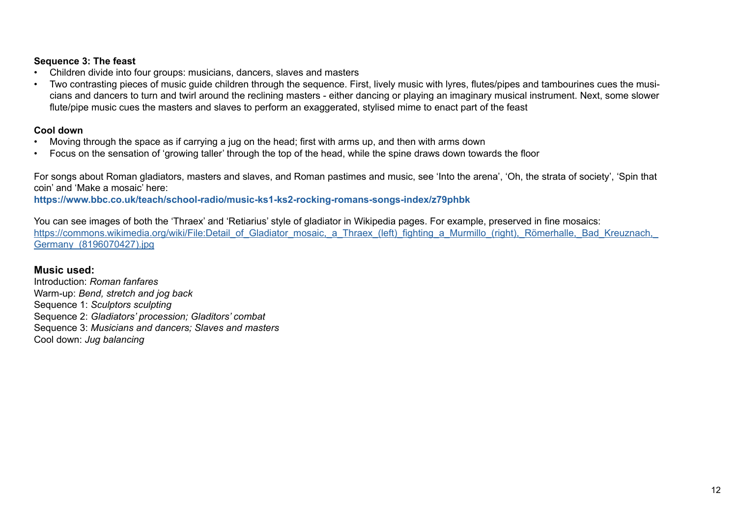**Sequence 3: The feast**

- Children divide into four groups: musicians, dancers, slaves and masters
- Two contrasting pieces of music guide children through the sequence. First, lively music with lyres, flutes/pipes and tambourines cues the musicians and dancers to turn and twirl around the reclining masters - either dancing or playing an imaginary musical instrument. Next, some slower flute/pipe music cues the masters and slaves to perform an exaggerated, stylised mime to enact part of the feast

**Cool down**

- Moving through the space as if carrying a jug on the head; first with arms up, and then with arms down
- Focus on the sensation of 'growing taller' through the top of the head, while the spine draws down towards the floor

For songs about Roman gladiators, masters and slaves, and Roman pastimes and music, see 'Into the arena', 'Oh, the strata of society', 'Spin that coin' and 'Make a mosaic' here:
**https://www.bbc.co.uk/teach/school-radio/music-ks1-ks2-rocking-romans-songs-index/z79phbk**

You can see images of both the 'Thraex' and 'Retiarius' style of gladiator in Wikipedia pages. For example, preserved in fine mosaics:
https://commons.wikimedia.org/wiki/File:Detail_of_Gladiator_mosaic,_a_Thraex_(left)_fighting_a_Murmillo_(right),_Römerhalle,_Bad_Kreuznach,_Germany_(8196070427).jpg

### Music used:

Introduction: *Roman fanfares*
Warm-up: *Bend, stretch and jog back*
Sequence 1: *Sculptors sculpting*
Sequence 2: *Gladiators' procession; Gladitors' combat*
Sequence 3: *Musicians and dancers; Slaves and masters*
Cool down: *Jug balancing*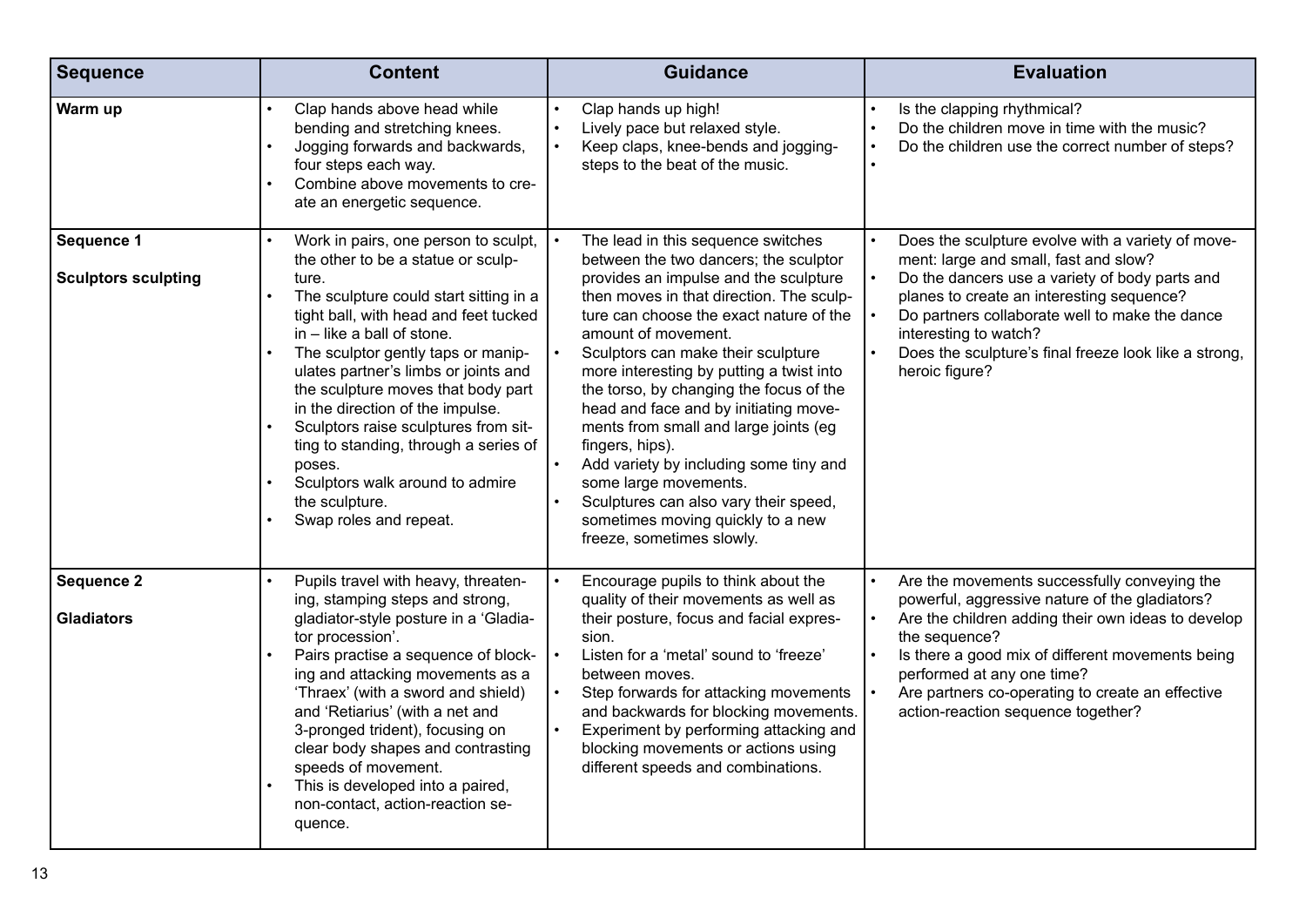| Sequence | Content | Guidance | Evaluation |
| --- | --- | --- | --- |
| **Warm up** | • Clap hands above head while bending and stretching knees.<br>• Jogging forwards and backwards, four steps each way.<br>• Combine above movements to create an energetic sequence. | • Clap hands up high!<br>• Lively pace but relaxed style.<br>• Keep claps, knee-bends and jogging-steps to the beat of the music. | • Is the clapping rhythmical?<br>• Do the children move in time with the music?<br>• Do the children use the correct number of steps?<br>• |
| **Sequence 1**<br><br>**Sculptors sculpting** | • Work in pairs, one person to sculpt, the other to be a statue or sculpture.<br>• The sculpture could start sitting in a tight ball, with head and feet tucked in – like a ball of stone.<br>• The sculptor gently taps or manipulates partner's limbs or joints and the sculpture moves that body part in the direction of the impulse.<br>• Sculptors raise sculptures from sitting to standing, through a series of poses.<br>• Sculptors walk around to admire the sculpture.<br>• Swap roles and repeat. | • The lead in this sequence switches between the two dancers; the sculptor provides an impulse and the sculpture then moves in that direction. The sculpture can choose the exact nature of the amount of movement.<br>• Sculptors can make their sculpture more interesting by putting a twist into the torso, by changing the focus of the head and face and by initiating movements from small and large joints (eg fingers, hips).<br>• Add variety by including some tiny and some large movements.<br>• Sculptures can also vary their speed, sometimes moving quickly to a new freeze, sometimes slowly. | • Does the sculpture evolve with a variety of movement: large and small, fast and slow?<br>• Do the dancers use a variety of body parts and planes to create an interesting sequence?<br>• Do partners collaborate well to make the dance interesting to watch?<br>• Does the sculpture's final freeze look like a strong, heroic figure? |
| **Sequence 2**<br><br>**Gladiators** | • Pupils travel with heavy, threatening, stamping steps and strong, gladiator-style posture in a 'Gladiator procession'.<br>• Pairs practise a sequence of blocking and attacking movements as a 'Thraex' (with a sword and shield) and 'Retiarius' (with a net and 3-pronged trident), focusing on clear body shapes and contrasting speeds of movement.<br>• This is developed into a paired, non-contact, action-reaction sequence. | • Encourage pupils to think about the quality of their movements as well as their posture, focus and facial expression.<br>• Listen for a 'metal' sound to 'freeze' between moves.<br>• Step forwards for attacking movements and backwards for blocking movements.<br>• Experiment by performing attacking and blocking movements or actions using different speeds and combinations. | • Are the movements successfully conveying the powerful, aggressive nature of the gladiators?<br>• Are the children adding their own ideas to develop the sequence?<br>• Is there a good mix of different movements being performed at any one time?<br>• Are partners co-operating to create an effective action-reaction sequence together? |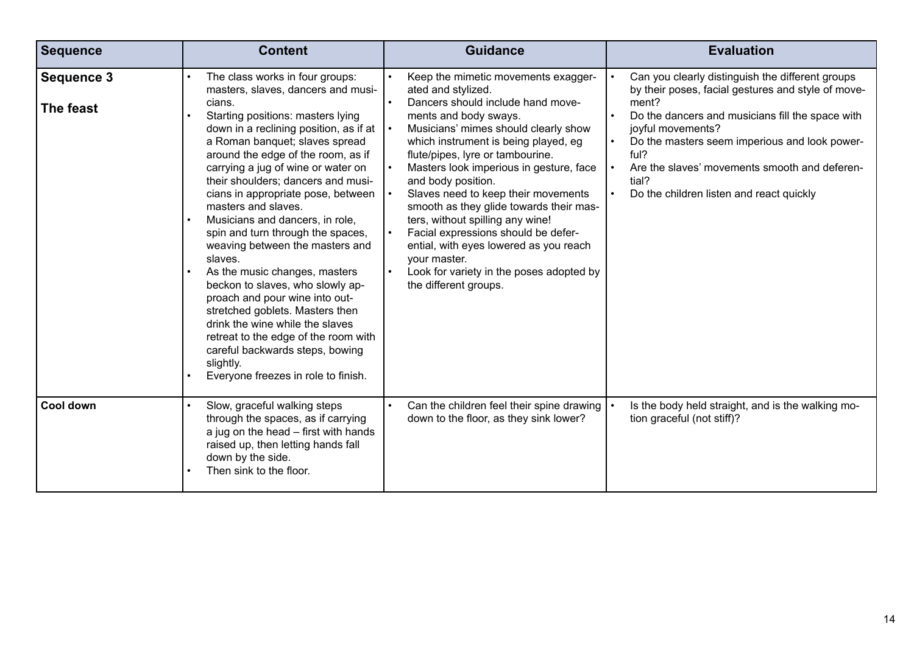| Sequence | Content | Guidance | Evaluation |
| --- | --- | --- | --- |
| **Sequence 3**<br><br>**The feast** | • The class works in four groups: masters, slaves, dancers and musicians.<br>• Starting positions: masters lying down in a reclining position, as if at a Roman banquet; slaves spread around the edge of the room, as if carrying a jug of wine or water on their shoulders; dancers and musicians in appropriate pose, between masters and slaves.<br>• Musicians and dancers, in role, spin and turn through the spaces, weaving between the masters and slaves.<br>• As the music changes, masters beckon to slaves, who slowly approach and pour wine into outstretched goblets. Masters then drink the wine while the slaves retreat to the edge of the room with careful backwards steps, bowing slightly.<br>• Everyone freezes in role to finish. | • Keep the mimetic movements exaggerated and stylized.<br>• Dancers should include hand movements and body sways.<br>• Musicians' mimes should clearly show which instrument is being played, eg flute/pipes, lyre or tambourine.<br>• Masters look imperious in gesture, face and body position.<br>• Slaves need to keep their movements smooth as they glide towards their masters, without spilling any wine!<br>• Facial expressions should be deferential, with eyes lowered as you reach your master.<br>• Look for variety in the poses adopted by the different groups. | • Can you clearly distinguish the different groups by their poses, facial gestures and style of movement?<br>• Do the dancers and musicians fill the space with joyful movements?<br>• Do the masters seem imperious and look powerful?<br>• Are the slaves' movements smooth and deferential?<br>• Do the children listen and react quickly |
| **Cool down** | • Slow, graceful walking steps through the spaces, as if carrying a jug on the head – first with hands raised up, then letting hands fall down by the side.<br>• Then sink to the floor. | • Can the children feel their spine drawing down to the floor, as they sink lower? | • Is the body held straight, and is the walking motion graceful (not stiff)? |